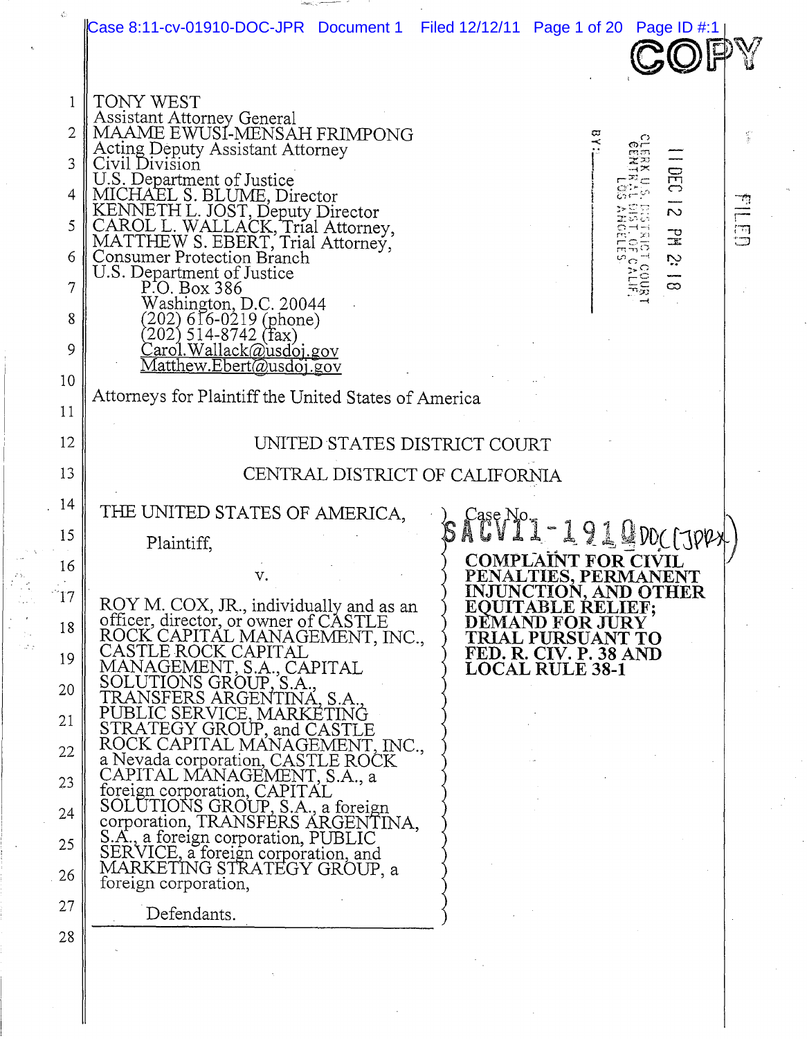TONY WEST
Assistant Attorney General
MAAME EWUSI-MENSAH FRIMPONG
Acting Deputy Assistant Attorney
Civil Division
U.S. Department of Justice
MICHAEL S. BLUME, Director
KENNETH L. JOST, Deputy Director
CAROL L. WALLACK, Trial Attorney,
MATTHEW S. EBERT, Trial Attorney,
Consumer Protection Branch
U.S. Department of Justice
P.O. Box 386
Washington, D.C. 20044
(202) 616-0219 (phone)
(202) 514-8742 (fax)
Carol.Wallack@usdoj.gov
Matthew.Ebert@usdoj.gov

Attorneys for Plaintiff the United States of America

FILED
11 DEC 12 PM 2:18
CLERK U.S. DISTRICT COURT
CENTRAL DIST. OF CALIF.
LOS ANGELES
BY:

UNITED STATES DISTRICT COURT

CENTRAL DISTRICT OF CALIFORNIA

THE UNITED STATES OF AMERICA,

Plaintiff,

v.

ROY M. COX, JR., individually and as an officer, director, or owner of CASTLE ROCK CAPITAL MANAGEMENT, INC., CASTLE ROCK CAPITAL MANAGEMENT, S.A., CAPITAL SOLUTIONS GROUP, S.A., TRANSFERS ARGENTINA, S.A., PUBLIC SERVICE, MARKETING STRATEGY GROUP, and CASTLE ROCK CAPITAL MANAGEMENT, INC., a Nevada corporation, CASTLE ROCK CAPITAL MANAGEMENT, S.A., a foreign corporation, CAPITAL SOLUTIONS GROUP, S.A., a foreign corporation, TRANSFERS ARGENTINA, S.A., a foreign corporation, PUBLIC SERVICE, a foreign corporation, and MARKETING STRATEGY GROUP, a foreign corporation,

Defendants.

Case No. SACV11-1910 DOC (JPRx)

**COMPLAINT FOR CIVIL PENALTIES, PERMANENT INJUNCTION, AND OTHER EQUITABLE RELIEF; DEMAND FOR JURY TRIAL PURSUANT TO FED. R. CIV. P. 38 AND LOCAL RULE 38-1**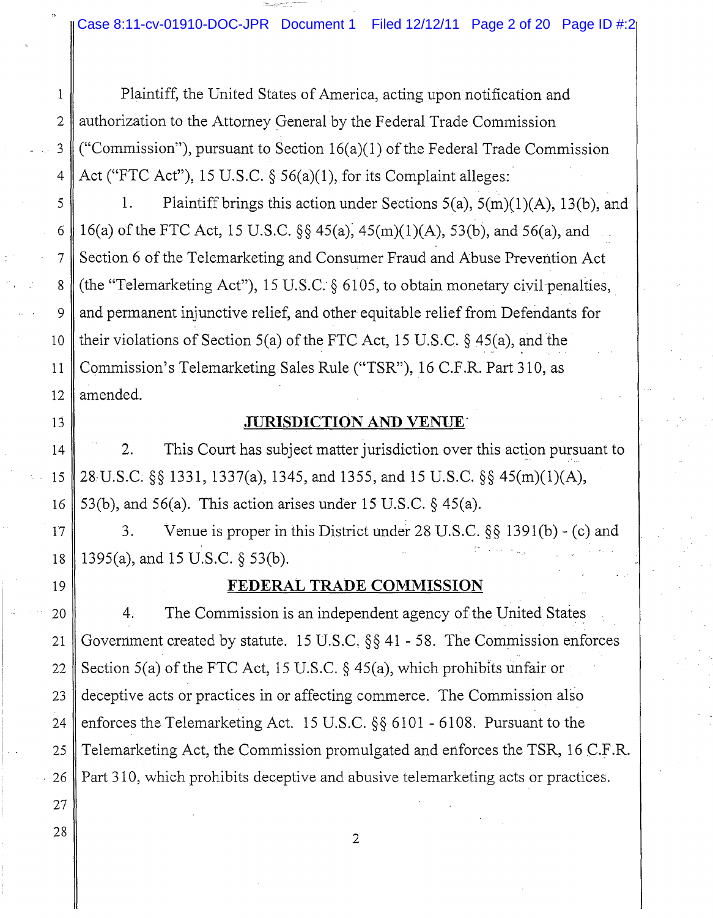Plaintiff, the United States of America, acting upon notification and authorization to the Attorney General by the Federal Trade Commission ("Commission"), pursuant to Section 16(a)(1) of the Federal Trade Commission Act ("FTC Act"), 15 U.S.C. § 56(a)(1), for its Complaint alleges:

1. Plaintiff brings this action under Sections 5(a), 5(m)(1)(A), 13(b), and 16(a) of the FTC Act, 15 U.S.C. §§ 45(a), 45(m)(1)(A), 53(b), and 56(a), and Section 6 of the Telemarketing and Consumer Fraud and Abuse Prevention Act (the "Telemarketing Act"), 15 U.S.C. § 6105, to obtain monetary civil penalties, and permanent injunctive relief, and other equitable relief from Defendants for their violations of Section 5(a) of the FTC Act, 15 U.S.C. § 45(a), and the Commission's Telemarketing Sales Rule ("TSR"), 16 C.F.R. Part 310, as amended.

## JURISDICTION AND VENUE

2. This Court has subject matter jurisdiction over this action pursuant to 28 U.S.C. §§ 1331, 1337(a), 1345, and 1355, and 15 U.S.C. §§ 45(m)(1)(A), 53(b), and 56(a). This action arises under 15 U.S.C. § 45(a).

3. Venue is proper in this District under 28 U.S.C. §§ 1391(b) - (c) and 1395(a), and 15 U.S.C. § 53(b).

## FEDERAL TRADE COMMISSION

4. The Commission is an independent agency of the United States Government created by statute. 15 U.S.C. §§ 41 - 58. The Commission enforces Section 5(a) of the FTC Act, 15 U.S.C. § 45(a), which prohibits unfair or deceptive acts or practices in or affecting commerce. The Commission also enforces the Telemarketing Act. 15 U.S.C. §§ 6101 - 6108. Pursuant to the Telemarketing Act, the Commission promulgated and enforces the TSR, 16 C.F.R. Part 310, which prohibits deceptive and abusive telemarketing acts or practices.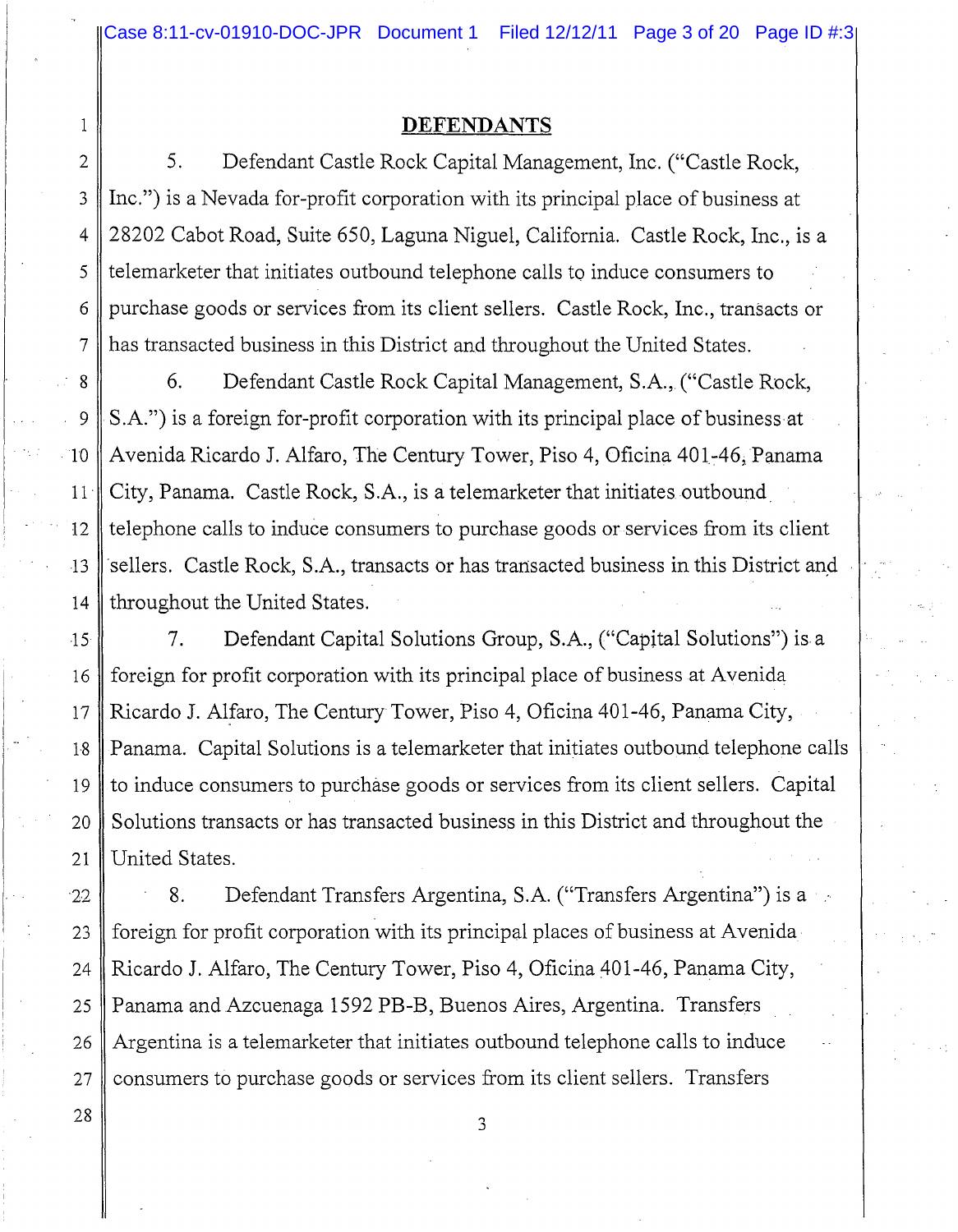## DEFENDANTS

5. Defendant Castle Rock Capital Management, Inc. ("Castle Rock, Inc.") is a Nevada for-profit corporation with its principal place of business at 28202 Cabot Road, Suite 650, Laguna Niguel, California. Castle Rock, Inc., is a telemarketer that initiates outbound telephone calls to induce consumers to purchase goods or services from its client sellers. Castle Rock, Inc., transacts or has transacted business in this District and throughout the United States.

6. Defendant Castle Rock Capital Management, S.A., ("Castle Rock, S.A.") is a foreign for-profit corporation with its principal place of business at Avenida Ricardo J. Alfaro, The Century Tower, Piso 4, Oficina 401-46, Panama City, Panama. Castle Rock, S.A., is a telemarketer that initiates outbound telephone calls to induce consumers to purchase goods or services from its client sellers. Castle Rock, S.A., transacts or has transacted business in this District and throughout the United States.

7. Defendant Capital Solutions Group, S.A., ("Capital Solutions") is a foreign for profit corporation with its principal place of business at Avenida Ricardo J. Alfaro, The Century Tower, Piso 4, Oficina 401-46, Panama City, Panama. Capital Solutions is a telemarketer that initiates outbound telephone calls to induce consumers to purchase goods or services from its client sellers. Capital Solutions transacts or has transacted business in this District and throughout the United States.

8. Defendant Transfers Argentina, S.A. ("Transfers Argentina") is a foreign for profit corporation with its principal places of business at Avenida Ricardo J. Alfaro, The Century Tower, Piso 4, Oficina 401-46, Panama City, Panama and Azcuenaga 1592 PB-B, Buenos Aires, Argentina. Transfers Argentina is a telemarketer that initiates outbound telephone calls to induce consumers to purchase goods or services from its client sellers. Transfers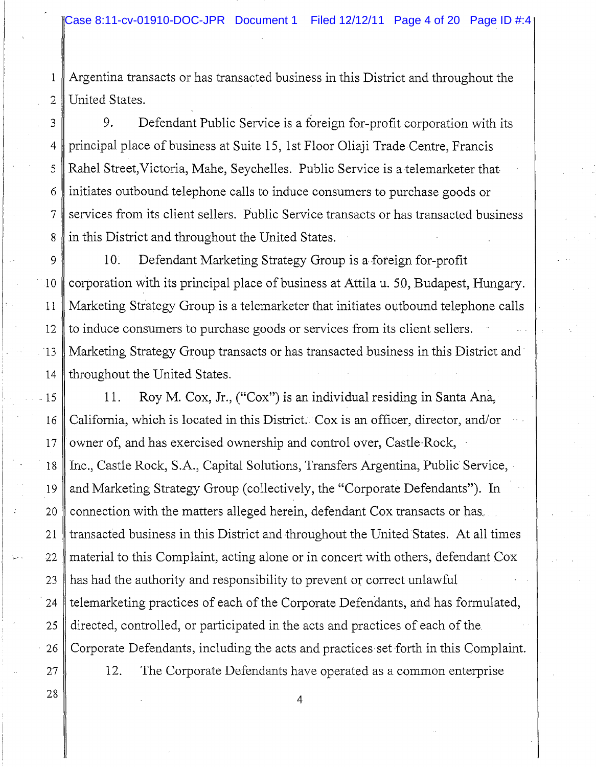Argentina transacts or has transacted business in this District and throughout the United States.

9. Defendant Public Service is a foreign for-profit corporation with its principal place of business at Suite 15, 1st Floor Oliaji Trade Centre, Francis Rahel Street,Victoria, Mahe, Seychelles. Public Service is a telemarketer that initiates outbound telephone calls to induce consumers to purchase goods or services from its client sellers. Public Service transacts or has transacted business in this District and throughout the United States.

10. Defendant Marketing Strategy Group is a foreign for-profit corporation with its principal place of business at Attila u. 50, Budapest, Hungary. Marketing Strategy Group is a telemarketer that initiates outbound telephone calls to induce consumers to purchase goods or services from its client sellers. Marketing Strategy Group transacts or has transacted business in this District and throughout the United States.

11. Roy M. Cox, Jr., ("Cox") is an individual residing in Santa Ana, California, which is located in this District. Cox is an officer, director, and/or owner of, and has exercised ownership and control over, Castle Rock, Inc., Castle Rock, S.A., Capital Solutions, Transfers Argentina, Public Service, and Marketing Strategy Group (collectively, the "Corporate Defendants"). In connection with the matters alleged herein, defendant Cox transacts or has transacted business in this District and throughout the United States. At all times material to this Complaint, acting alone or in concert with others, defendant Cox has had the authority and responsibility to prevent or correct unlawful telemarketing practices of each of the Corporate Defendants, and has formulated, directed, controlled, or participated in the acts and practices of each of the Corporate Defendants, including the acts and practices set forth in this Complaint.

12. The Corporate Defendants have operated as a common enterprise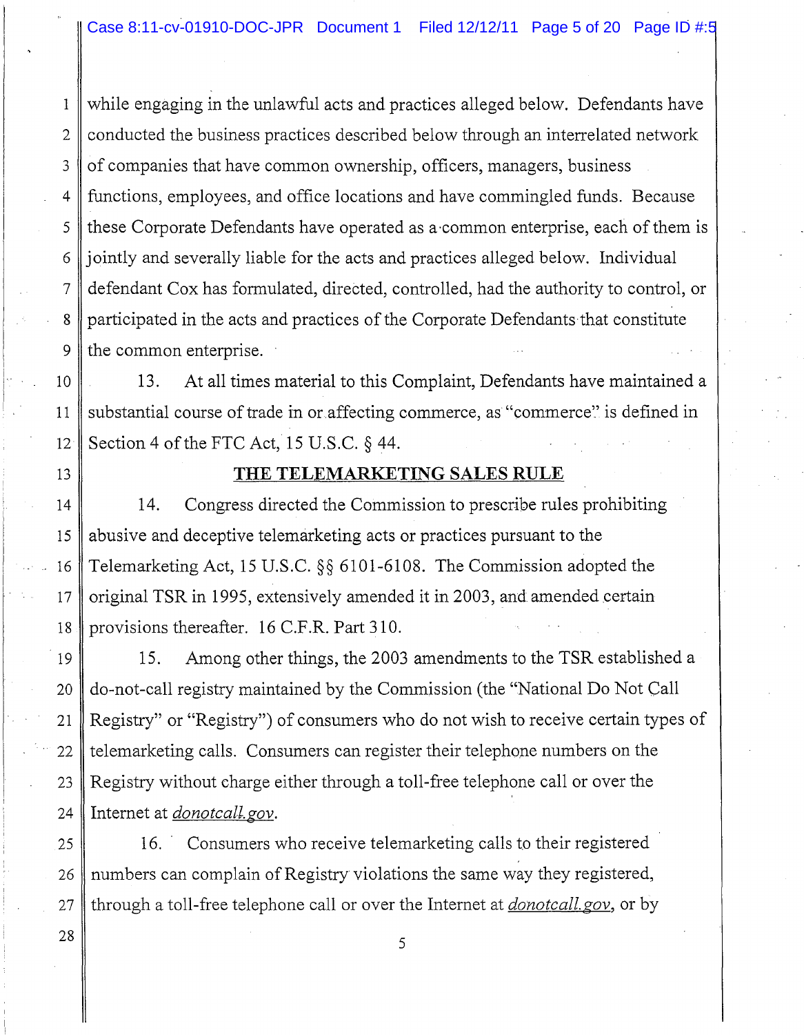while engaging in the unlawful acts and practices alleged below. Defendants have conducted the business practices described below through an interrelated network of companies that have common ownership, officers, managers, business functions, employees, and office locations and have commingled funds. Because these Corporate Defendants have operated as a common enterprise, each of them is jointly and severally liable for the acts and practices alleged below. Individual defendant Cox has formulated, directed, controlled, had the authority to control, or participated in the acts and practices of the Corporate Defendants that constitute the common enterprise.

13. At all times material to this Complaint, Defendants have maintained a substantial course of trade in or affecting commerce, as "commerce" is defined in Section 4 of the FTC Act, 15 U.S.C. § 44.

## THE TELEMARKETING SALES RULE

14. Congress directed the Commission to prescribe rules prohibiting abusive and deceptive telemarketing acts or practices pursuant to the Telemarketing Act, 15 U.S.C. §§ 6101-6108. The Commission adopted the original TSR in 1995, extensively amended it in 2003, and amended certain provisions thereafter. 16 C.F.R. Part 310.

15. Among other things, the 2003 amendments to the TSR established a do-not-call registry maintained by the Commission (the "National Do Not Call Registry" or "Registry") of consumers who do not wish to receive certain types of telemarketing calls. Consumers can register their telephone numbers on the Registry without charge either through a toll-free telephone call or over the Internet at *donotcall.gov*.

16. Consumers who receive telemarketing calls to their registered numbers can complain of Registry violations the same way they registered, through a toll-free telephone call or over the Internet at *donotcall.gov*, or by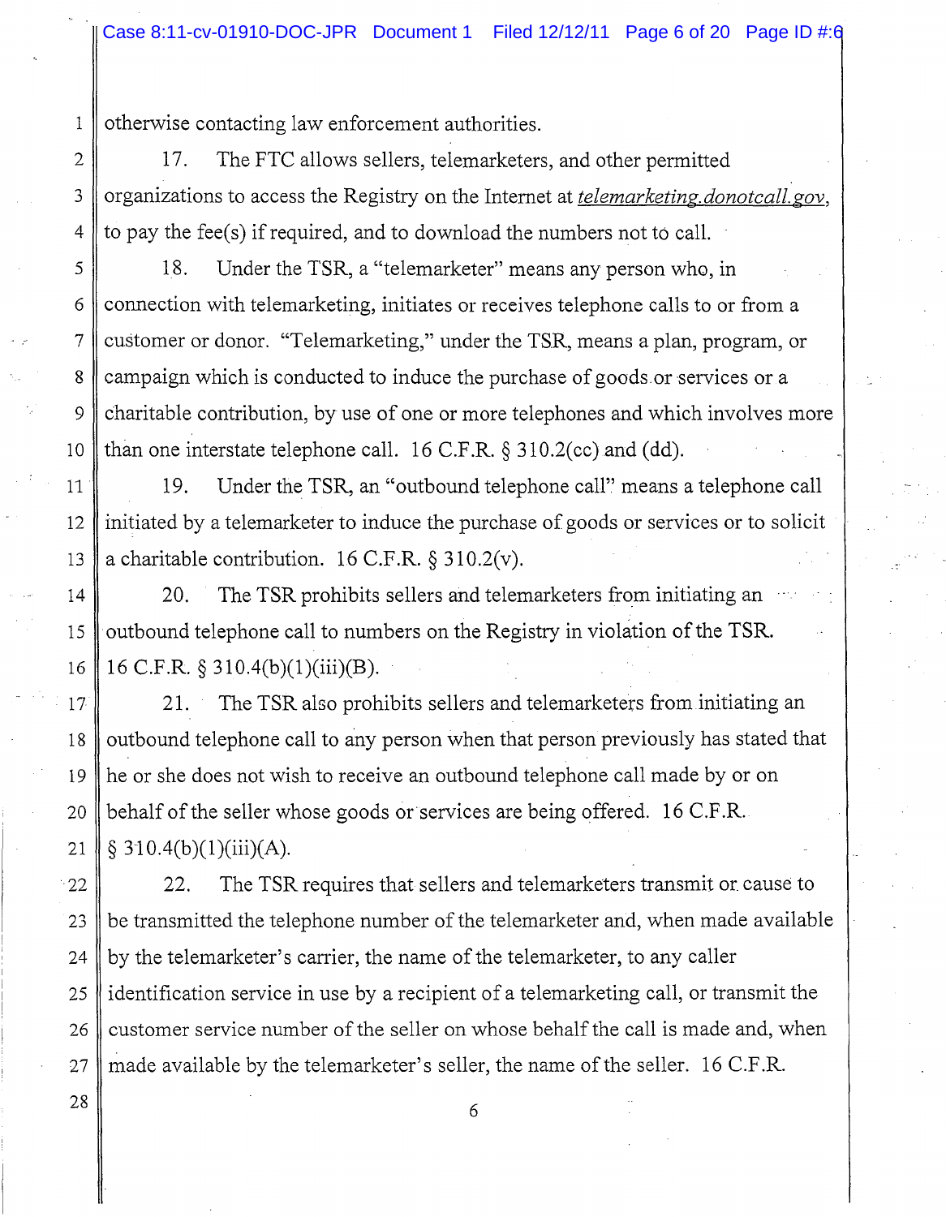otherwise contacting law enforcement authorities.

17. The FTC allows sellers, telemarketers, and other permitted organizations to access the Registry on the Internet at *telemarketing.donotcall.gov*, to pay the fee(s) if required, and to download the numbers not to call.

18. Under the TSR, a "telemarketer" means any person who, in connection with telemarketing, initiates or receives telephone calls to or from a customer or donor. "Telemarketing," under the TSR, means a plan, program, or campaign which is conducted to induce the purchase of goods or services or a charitable contribution, by use of one or more telephones and which involves more than one interstate telephone call. 16 C.F.R. § 310.2(cc) and (dd).

19. Under the TSR, an "outbound telephone call" means a telephone call initiated by a telemarketer to induce the purchase of goods or services or to solicit a charitable contribution. 16 C.F.R. § 310.2(v).

20. The TSR prohibits sellers and telemarketers from initiating an outbound telephone call to numbers on the Registry in violation of the TSR. 16 C.F.R. § 310.4(b)(1)(iii)(B).

21. The TSR also prohibits sellers and telemarketers from initiating an outbound telephone call to any person when that person previously has stated that he or she does not wish to receive an outbound telephone call made by or on behalf of the seller whose goods or services are being offered. 16 C.F.R. § 310.4(b)(1)(iii)(A).

22. The TSR requires that sellers and telemarketers transmit or cause to be transmitted the telephone number of the telemarketer and, when made available by the telemarketer's carrier, the name of the telemarketer, to any caller identification service in use by a recipient of a telemarketing call, or transmit the customer service number of the seller on whose behalf the call is made and, when made available by the telemarketer's seller, the name of the seller. 16 C.F.R.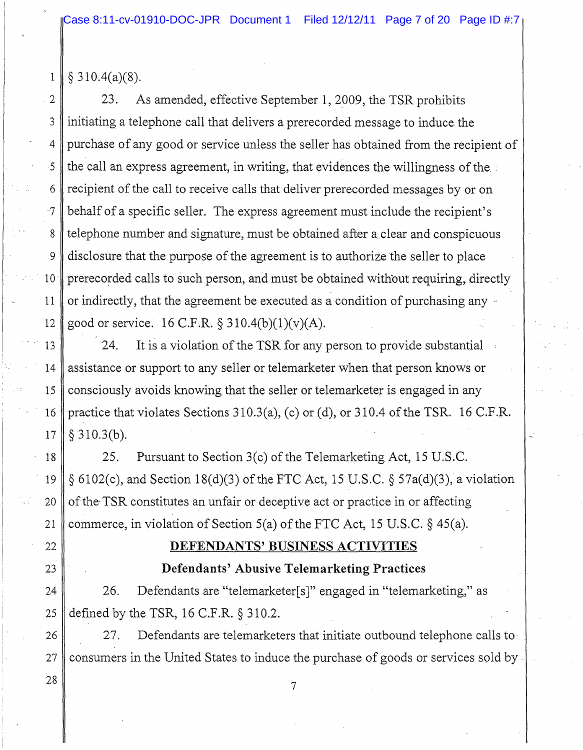§ 310.4(a)(8).

23. As amended, effective September 1, 2009, the TSR prohibits initiating a telephone call that delivers a prerecorded message to induce the purchase of any good or service unless the seller has obtained from the recipient of the call an express agreement, in writing, that evidences the willingness of the recipient of the call to receive calls that deliver prerecorded messages by or on behalf of a specific seller. The express agreement must include the recipient's telephone number and signature, must be obtained after a clear and conspicuous disclosure that the purpose of the agreement is to authorize the seller to place prerecorded calls to such person, and must be obtained without requiring, directly or indirectly, that the agreement be executed as a condition of purchasing any good or service. 16 C.F.R. § 310.4(b)(1)(v)(A).

24. It is a violation of the TSR for any person to provide substantial assistance or support to any seller or telemarketer when that person knows or consciously avoids knowing that the seller or telemarketer is engaged in any practice that violates Sections 310.3(a), (c) or (d), or 310.4 of the TSR. 16 C.F.R. § 310.3(b).

25. Pursuant to Section 3(c) of the Telemarketing Act, 15 U.S.C. § 6102(c), and Section 18(d)(3) of the FTC Act, 15 U.S.C. § 57a(d)(3), a violation of the TSR constitutes an unfair or deceptive act or practice in or affecting commerce, in violation of Section 5(a) of the FTC Act, 15 U.S.C. § 45(a).

## DEFENDANTS' BUSINESS ACTIVITIES

### Defendants' Abusive Telemarketing Practices

26. Defendants are "telemarketer[s]" engaged in "telemarketing," as defined by the TSR, 16 C.F.R. § 310.2.

27. Defendants are telemarketers that initiate outbound telephone calls to consumers in the United States to induce the purchase of goods or services sold by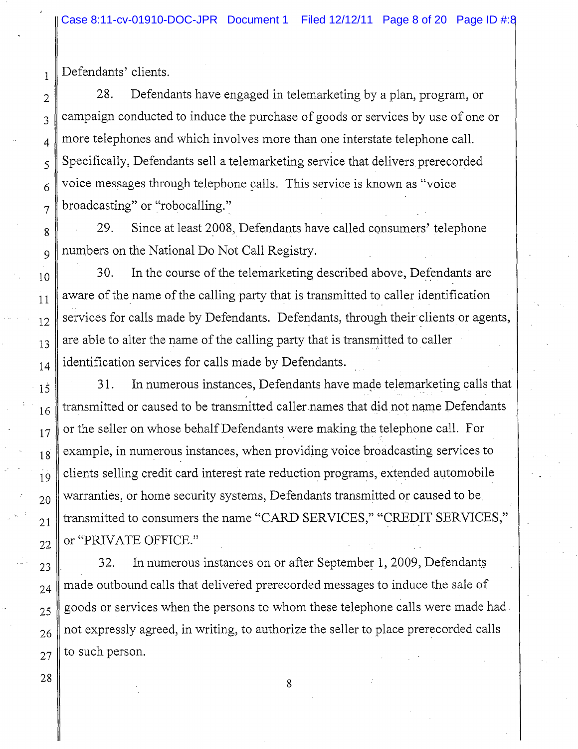Defendants' clients.

28. Defendants have engaged in telemarketing by a plan, program, or campaign conducted to induce the purchase of goods or services by use of one or more telephones and which involves more than one interstate telephone call. Specifically, Defendants sell a telemarketing service that delivers prerecorded voice messages through telephone calls. This service is known as "voice broadcasting" or "robocalling."

29. Since at least 2008, Defendants have called consumers' telephone numbers on the National Do Not Call Registry.

30. In the course of the telemarketing described above, Defendants are aware of the name of the calling party that is transmitted to caller identification services for calls made by Defendants. Defendants, through their clients or agents, are able to alter the name of the calling party that is transmitted to caller identification services for calls made by Defendants.

31. In numerous instances, Defendants have made telemarketing calls that transmitted or caused to be transmitted caller names that did not name Defendants or the seller on whose behalf Defendants were making the telephone call. For example, in numerous instances, when providing voice broadcasting services to clients selling credit card interest rate reduction programs, extended automobile warranties, or home security systems, Defendants transmitted or caused to be transmitted to consumers the name "CARD SERVICES," "CREDIT SERVICES," or "PRIVATE OFFICE."

32. In numerous instances on or after September 1, 2009, Defendants made outbound calls that delivered prerecorded messages to induce the sale of goods or services when the persons to whom these telephone calls were made had not expressly agreed, in writing, to authorize the seller to place prerecorded calls to such person.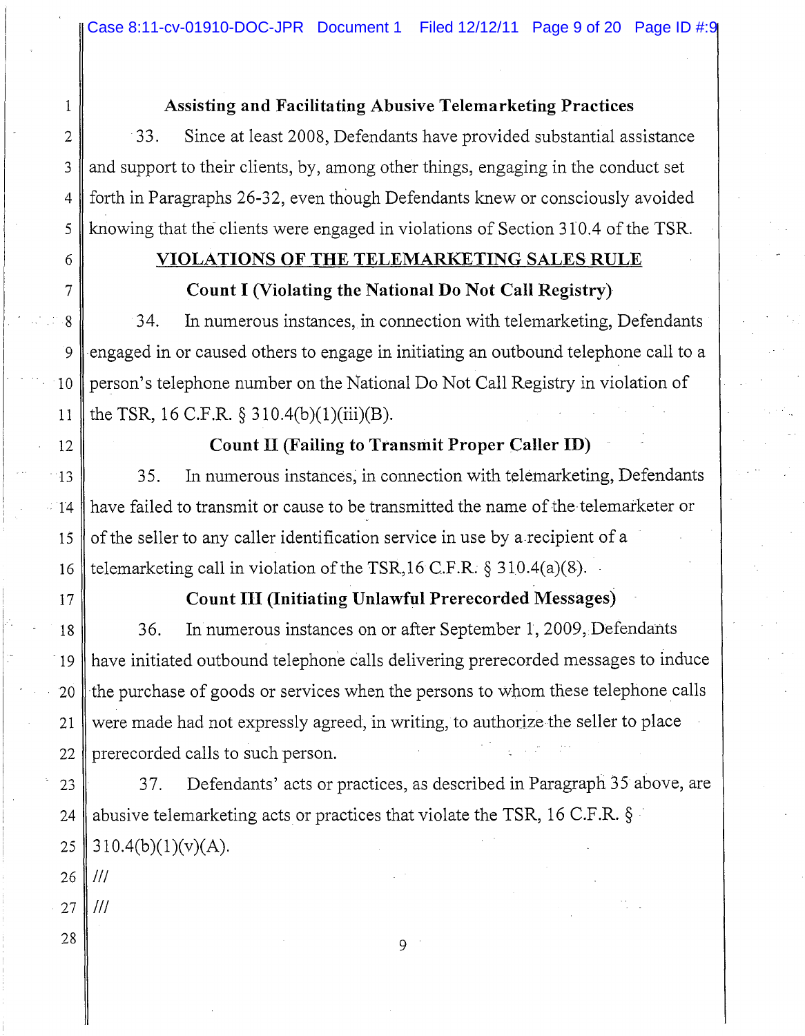**Assisting and Facilitating Abusive Telemarketing Practices**

33. Since at least 2008, Defendants have provided substantial assistance and support to their clients, by, among other things, engaging in the conduct set forth in Paragraphs 26-32, even though Defendants knew or consciously avoided knowing that the clients were engaged in violations of Section 310.4 of the TSR.

## VIOLATIONS OF THE TELEMARKETING SALES RULE

### Count I (Violating the National Do Not Call Registry)

34. In numerous instances, in connection with telemarketing, Defendants engaged in or caused others to engage in initiating an outbound telephone call to a person's telephone number on the National Do Not Call Registry in violation of the TSR, 16 C.F.R. § 310.4(b)(1)(iii)(B).

### Count II (Failing to Transmit Proper Caller ID)

35. In numerous instances, in connection with telemarketing, Defendants have failed to transmit or cause to be transmitted the name of the telemarketer or of the seller to any caller identification service in use by a recipient of a telemarketing call in violation of the TSR,16 C.F.R. § 310.4(a)(8).

### Count III (Initiating Unlawful Prerecorded Messages)

36. In numerous instances on or after September 1, 2009, Defendants have initiated outbound telephone calls delivering prerecorded messages to induce the purchase of goods or services when the persons to whom these telephone calls were made had not expressly agreed, in writing, to authorize the seller to place prerecorded calls to such person.

37. Defendants' acts or practices, as described in Paragraph 35 above, are abusive telemarketing acts or practices that violate the TSR, 16 C.F.R. § 310.4(b)(1)(v)(A).

///

///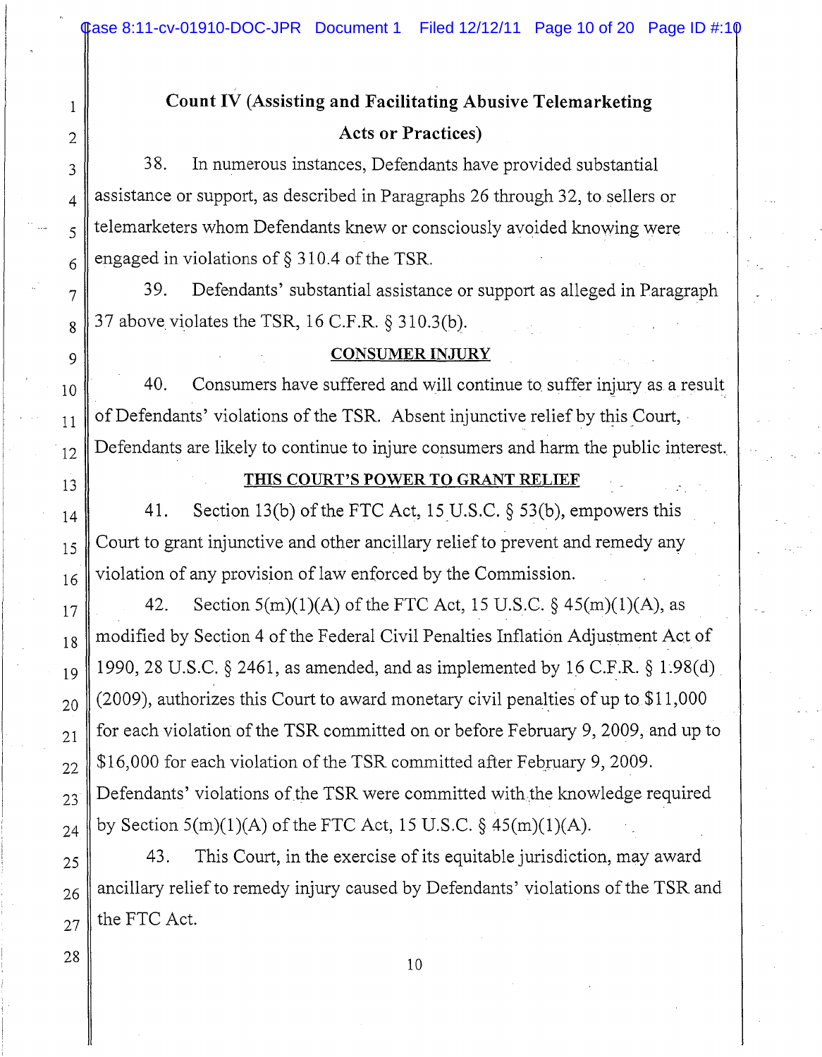## Count IV (Assisting and Facilitating Abusive Telemarketing Acts or Practices)

38. In numerous instances, Defendants have provided substantial assistance or support, as described in Paragraphs 26 through 32, to sellers or telemarketers whom Defendants knew or consciously avoided knowing were engaged in violations of § 310.4 of the TSR.

39. Defendants' substantial assistance or support as alleged in Paragraph 37 above violates the TSR, 16 C.F.R. § 310.3(b).

## CONSUMER INJURY

40. Consumers have suffered and will continue to suffer injury as a result of Defendants' violations of the TSR. Absent injunctive relief by this Court, Defendants are likely to continue to injure consumers and harm the public interest.

## THIS COURT'S POWER TO GRANT RELIEF

41. Section 13(b) of the FTC Act, 15 U.S.C. § 53(b), empowers this Court to grant injunctive and other ancillary relief to prevent and remedy any violation of any provision of law enforced by the Commission.

42. Section 5(m)(1)(A) of the FTC Act, 15 U.S.C. § 45(m)(1)(A), as modified by Section 4 of the Federal Civil Penalties Inflation Adjustment Act of 1990, 28 U.S.C. § 2461, as amended, and as implemented by 16 C.F.R. § 1.98(d) (2009), authorizes this Court to award monetary civil penalties of up to $11,000 for each violation of the TSR committed on or before February 9, 2009, and up to $16,000 for each violation of the TSR committed after February 9, 2009. Defendants' violations of the TSR were committed with the knowledge required by Section 5(m)(1)(A) of the FTC Act, 15 U.S.C. § 45(m)(1)(A).

43. This Court, in the exercise of its equitable jurisdiction, may award ancillary relief to remedy injury caused by Defendants' violations of the TSR and the FTC Act.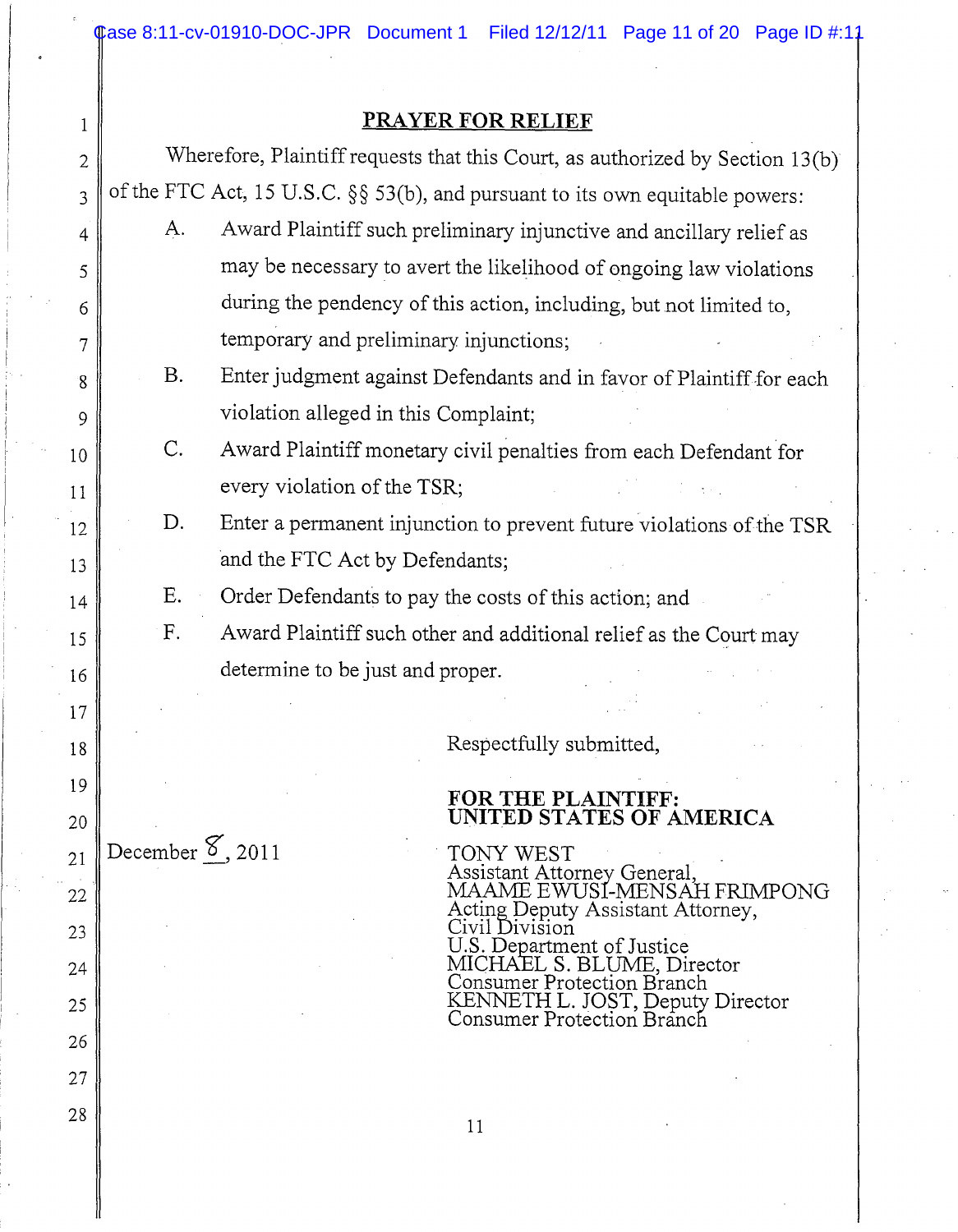## PRAYER FOR RELIEF

Wherefore, Plaintiff requests that this Court, as authorized by Section 13(b) of the FTC Act, 15 U.S.C. §§ 53(b), and pursuant to its own equitable powers:

A. Award Plaintiff such preliminary injunctive and ancillary relief as may be necessary to avert the likelihood of ongoing law violations during the pendency of this action, including, but not limited to, temporary and preliminary injunctions;

B. Enter judgment against Defendants and in favor of Plaintiff for each violation alleged in this Complaint;

C. Award Plaintiff monetary civil penalties from each Defendant for every violation of the TSR;

D. Enter a permanent injunction to prevent future violations of the TSR and the FTC Act by Defendants;

E. Order Defendants to pay the costs of this action; and

F. Award Plaintiff such other and additional relief as the Court may determine to be just and proper.

Respectfully submitted,

December 8, 2011

**FOR THE PLAINTIFF:**
**UNITED STATES OF AMERICA**

TONY WEST
Assistant Attorney General,
MAAME EWUSI-MENSAH FRIMPONG
Acting Deputy Assistant Attorney,
Civil Division
U.S. Department of Justice
MICHAEL S. BLUME, Director
Consumer Protection Branch
KENNETH L. JOST, Deputy Director
Consumer Protection Branch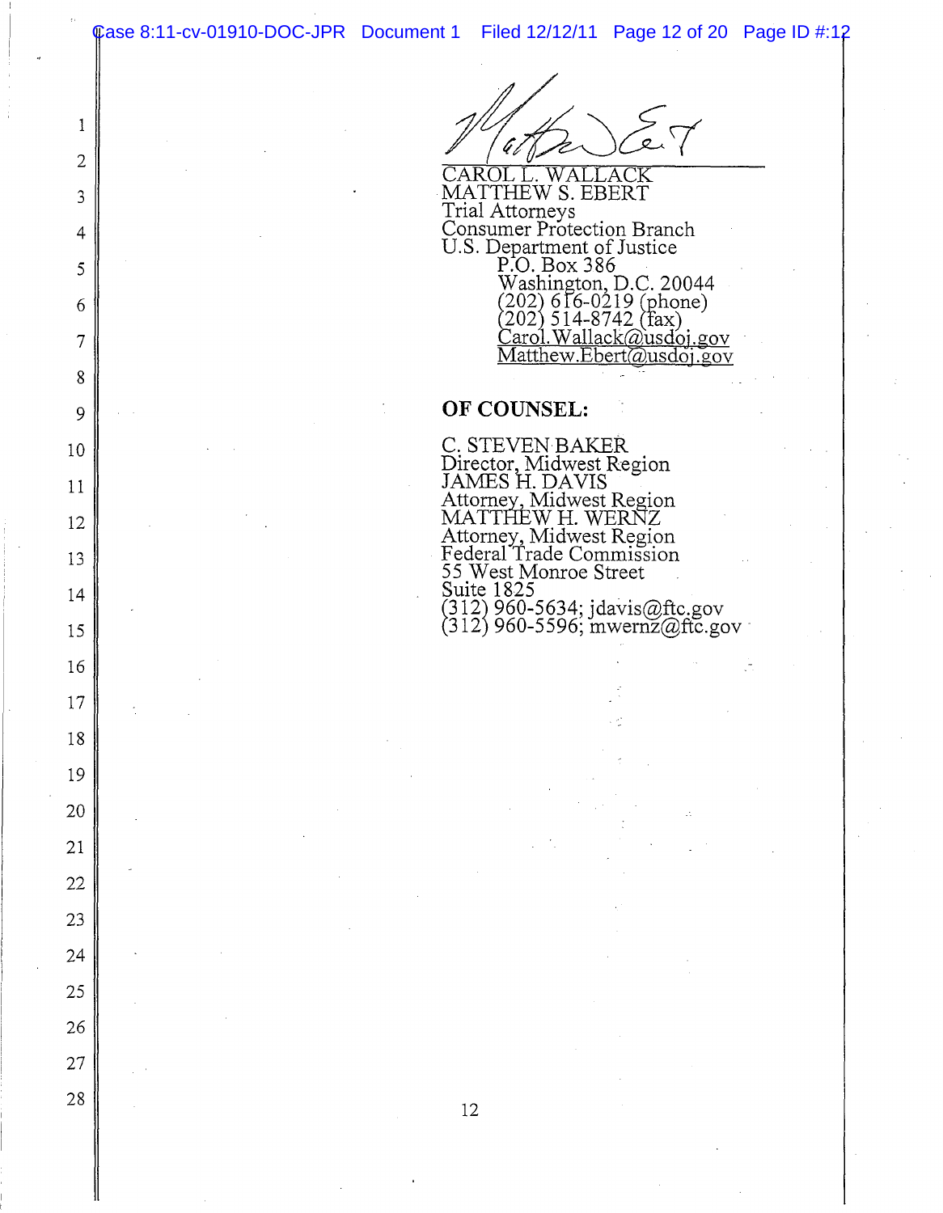CAROL L. WALLACK
MATTHEW S. EBERT
Trial Attorneys
Consumer Protection Branch
U.S. Department of Justice
P.O. Box 386
Washington, D.C. 20044
(202) 616-0219 (phone)
(202) 514-8742 (fax)
Carol.Wallack@usdoj.gov
Matthew.Ebert@usdoj.gov

**OF COUNSEL:**

C. STEVEN BAKER
Director, Midwest Region
JAMES H. DAVIS
Attorney, Midwest Region
MATTHEW H. WERNZ
Attorney, Midwest Region
Federal Trade Commission
55 West Monroe Street
Suite 1825
(312) 960-5634; jdavis@ftc.gov
(312) 960-5596; mwernz@ftc.gov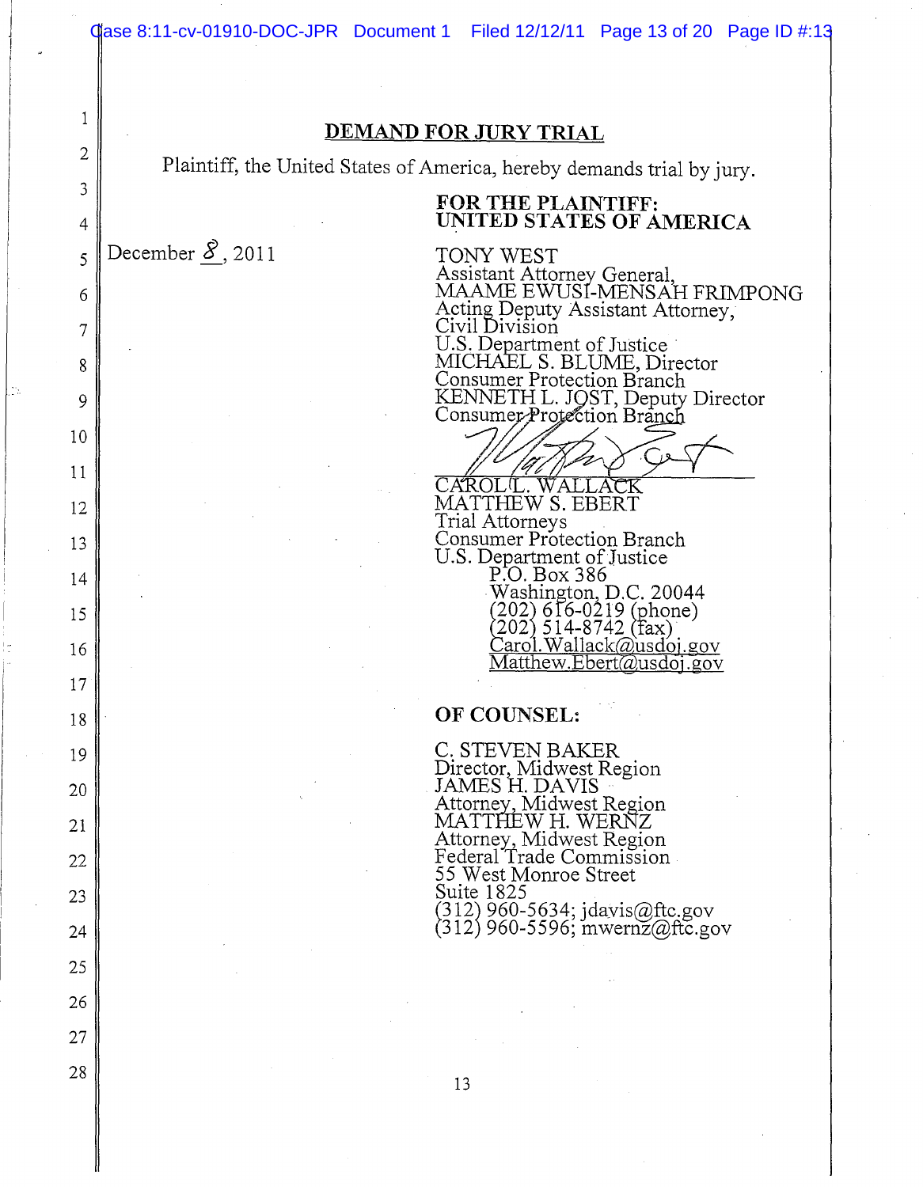## DEMAND FOR JURY TRIAL

Plaintiff, the United States of America, hereby demands trial by jury.

**FOR THE PLAINTIFF:**
**UNITED STATES OF AMERICA**

December 8, 2011

TONY WEST
Assistant Attorney General,
MAAME EWUSI-MENSAH FRIMPONG
Acting Deputy Assistant Attorney,
Civil Division
U.S. Department of Justice
MICHAEL S. BLUME, Director
Consumer Protection Branch
KENNETH L. JOST, Deputy Director
Consumer Protection Branch

CAROL L. WALLACK
MATTHEW S. EBERT
Trial Attorneys
Consumer Protection Branch
U.S. Department of Justice
P.O. Box 386
Washington, D.C. 20044
(202) 616-0219 (phone)
(202) 514-8742 (fax)
Carol.Wallack@usdoj.gov
Matthew.Ebert@usdoj.gov

**OF COUNSEL:**

C. STEVEN BAKER
Director, Midwest Region
JAMES H. DAVIS
Attorney, Midwest Region
MATTHEW H. WERNZ
Attorney, Midwest Region
Federal Trade Commission
55 West Monroe Street
Suite 1825
(312) 960-5634; jdavis@ftc.gov
(312) 960-5596; mwernz@ftc.gov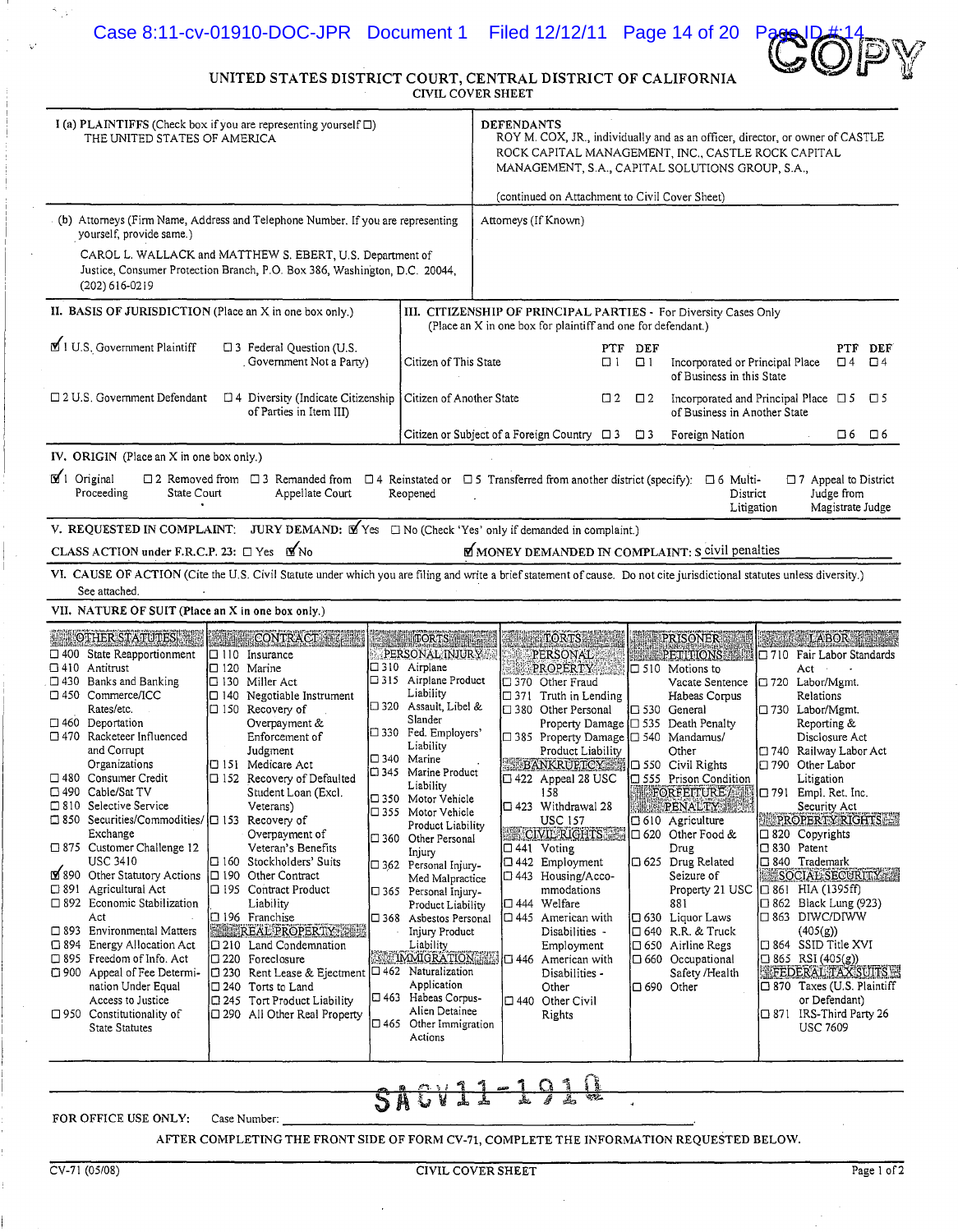UNITED STATES DISTRICT COURT, CENTRAL DISTRICT OF CALIFORNIA
CIVIL COVER SHEET

COPY

**I (a) PLAINTIFFS** (Check box if you are representing yourself ☐)
THE UNITED STATES OF AMERICA

**DEFENDANTS**
ROY M. COX, JR., individually and as an officer, director, or owner of CASTLE ROCK CAPITAL MANAGEMENT, INC., CASTLE ROCK CAPITAL MANAGEMENT, S.A., CAPITAL SOLUTIONS GROUP, S.A.,

(continued on Attachment to Civil Cover Sheet)

(b) Attorneys (Firm Name, Address and Telephone Number. If you are representing yourself, provide same.)

CAROL L. WALLACK and MATTHEW S. EBERT, U.S. Department of Justice, Consumer Protection Branch, P.O. Box 386, Washington, D.C. 20044, (202) 616-0219

Attorneys (If Known)

**II. BASIS OF JURISDICTION** (Place an X in one box only.)

☑ 1 U.S. Government Plaintiff ☐ 3 Federal Question (U.S. Government Not a Party)

☐ 2 U.S. Government Defendant ☐ 4 Diversity (Indicate Citizenship of Parties in Item III)

**III. CITIZENSHIP OF PRINCIPAL PARTIES** - For Diversity Cases Only (Place an X in one box for plaintiff and one for defendant.)

| | PTF | DEF | | PTF | DEF |
|---|---|---|---|---|---|
| Citizen of This State | ☐ 1 | ☐ 1 | Incorporated or Principal Place of Business in this State | ☐ 4 | ☐ 4 |
| Citizen of Another State | ☐ 2 | ☐ 2 | Incorporated and Principal Place of Business in Another State | ☐ 5 | ☐ 5 |
| Citizen or Subject of a Foreign Country | ☐ 3 | ☐ 3 | Foreign Nation | ☐ 6 | ☐ 6 |

**IV. ORIGIN** (Place an X in one box only.)

☑ 1 Original Proceeding ☐ 2 Removed from State Court ☐ 3 Remanded from Appellate Court ☐ 4 Reinstated or Reopened ☐ 5 Transferred from another district (specify): ☐ 6 Multi-District Litigation ☐ 7 Appeal to District Judge from Magistrate Judge

**V. REQUESTED IN COMPLAINT:** JURY DEMAND: ☑ Yes ☐ No (Check 'Yes' only if demanded in complaint.)

CLASS ACTION under F.R.C.P. 23: ☐ Yes ☑ No ☑ MONEY DEMANDED IN COMPLAINT: $ civil penalties

**VI. CAUSE OF ACTION** (Cite the U.S. Civil Statute under which you are filing and write a brief statement of cause. Do not cite jurisdictional statutes unless diversity.)
See attached.

**VII. NATURE OF SUIT** (Place an X in one box only.)

| OTHER STATUTES | CONTRACT | TORTS PERSONAL INJURY | TORTS PERSONAL PROPERTY | PRISONER PETITIONS | LABOR |
|---|---|---|---|---|---|
| ☐ 400 State Reapportionment | ☐ 110 Insurance | ☐ 310 Airplane | ☐ 370 Other Fraud | ☐ 510 Motions to Vacate Sentence Habeas Corpus | ☐ 710 Fair Labor Standards Act |
| ☐ 410 Antitrust | ☐ 120 Marine | ☐ 315 Airplane Product Liability | ☐ 371 Truth in Lending | ☐ 530 General | ☐ 720 Labor/Mgmt. Relations |
| ☐ 430 Banks and Banking | ☐ 130 Miller Act | ☐ 320 Assault, Libel & Slander | ☐ 380 Other Personal Property Damage | ☐ 535 Death Penalty | ☐ 730 Labor/Mgmt. Reporting & Disclosure Act |
| ☐ 450 Commerce/ICC Rates/etc. | ☐ 140 Negotiable Instrument | ☐ 330 Fed. Employers' Liability | ☐ 385 Property Damage Product Liability | ☐ 540 Mandamus/ Other | ☐ 740 Railway Labor Act |
| ☐ 460 Deportation | ☐ 150 Recovery of Overpayment & Enforcement of Judgment | ☐ 340 Marine | BANKRUPTCY | ☐ 550 Civil Rights | ☐ 790 Other Labor Litigation |
| ☐ 470 Racketeer Influenced and Corrupt Organizations | ☐ 151 Medicare Act | ☐ 345 Marine Product Liability | ☐ 422 Appeal 28 USC 158 | ☐ 555 Prison Condition | ☐ 791 Empl. Ret. Inc. Security Act |
| ☐ 480 Consumer Credit | ☐ 152 Recovery of Defaulted Student Loan (Excl. Veterans) | ☐ 350 Motor Vehicle | ☐ 423 Withdrawal 28 USC 157 | FORFEITURE / PENALTY | PROPERTY RIGHTS |
| ☐ 490 Cable/Sat TV | ☐ 153 Recovery of Overpayment of Veteran's Benefits | ☐ 355 Motor Vehicle Product Liability | CIVIL RIGHTS | ☐ 610 Agriculture | ☐ 820 Copyrights |
| ☐ 810 Selective Service | ☐ 160 Stockholders' Suits | ☐ 360 Other Personal Injury | ☐ 441 Voting | ☐ 620 Other Food & Drug | ☐ 830 Patent |
| ☐ 850 Securities/Commodities/ Exchange | ☐ 190 Other Contract | ☐ 362 Personal Injury-Med Malpractice | ☐ 442 Employment | ☐ 625 Drug Related Seizure of Property 21 USC 881 | ☐ 840 Trademark |
| ☐ 875 Customer Challenge 12 USC 3410 | ☐ 195 Contract Product Liability | ☐ 365 Personal Injury-Product Liability | ☐ 443 Housing/Acco-mmodations | ☐ 630 Liquor Laws | SOCIAL SECURITY |
| ☑ 890 Other Statutory Actions | ☐ 196 Franchise | ☐ 368 Asbestos Personal Injury Product Liability | ☐ 444 Welfare | ☐ 640 R.R. & Truck | ☐ 861 HIA (1395ff) |
| ☐ 891 Agricultural Act | REAL PROPERTY | IMMIGRATION | ☐ 445 American with Disabilities - Employment | ☐ 650 Airline Regs | ☐ 862 Black Lung (923) |
| ☐ 892 Economic Stabilization Act | ☐ 210 Land Condemnation | ☐ 462 Naturalization Application | ☐ 446 American with Disabilities - Other | ☐ 660 Occupational Safety /Health | ☐ 863 DIWC/DIWW (405(g)) |
| ☐ 893 Environmental Matters | ☐ 220 Foreclosure | ☐ 463 Habeas Corpus-Alien Detainee | ☐ 440 Other Civil Rights | ☐ 690 Other | ☐ 864 SSID Title XVI |
| ☐ 894 Energy Allocation Act | ☐ 230 Rent Lease & Ejectment | ☐ 465 Other Immigration Actions | | | ☐ 865 RSI (405(g)) |
| ☐ 895 Freedom of Info. Act | ☐ 240 Torts to Land | | | | FEDERAL TAX SUITS |
| ☐ 900 Appeal of Fee Determination Under Equal Access to Justice | ☐ 245 Tort Product Liability | | | | ☐ 870 Taxes (U.S. Plaintiff or Defendant) |
| ☐ 950 Constitutionality of State Statutes | ☐ 290 All Other Real Property | | | | ☐ 871 IRS-Third Party 26 USC 7609 |

SACV11-1910

FOR OFFICE USE ONLY: Case Number: ______________________

AFTER COMPLETING THE FRONT SIDE OF FORM CV-71, COMPLETE THE INFORMATION REQUESTED BELOW.

CV-71 (05/08) CIVIL COVER SHEET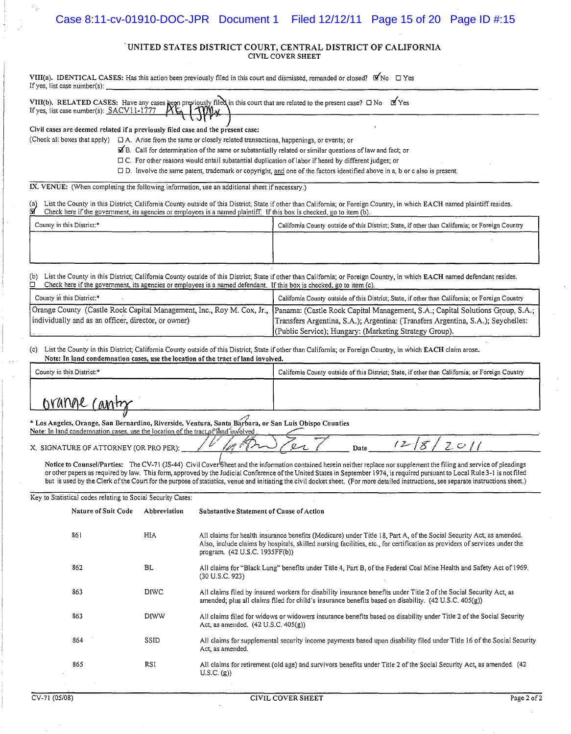## UNITED STATES DISTRICT COURT, CENTRAL DISTRICT OF CALIFORNIA
### CIVIL COVER SHEET

**VIII(a). IDENTICAL CASES:** Has this action been previously filed in this court and dismissed, remanded or closed? ☑ No ☐ Yes
If yes, list case number(s): 

**VIII(b). RELATED CASES:** Have any cases been previously filed in this court that are related to the present case? ☐ No ☑ Yes
If yes, list case number(s): SACV11-1777 AG (JPRx)

**Civil cases are deemed related if a previously filed case and the present case:**

(Check all boxes that apply)
- ☐ A. Arise from the same or closely related transactions, happenings, or events; or
- ☑ B. Call for determination of the same or substantially related or similar questions of law and fact; or
- ☐ C. For other reasons would entail substantial duplication of labor if heard by different judges; or
- ☐ D. Involve the same patent, trademark or copyright, and one of the factors identified above in a, b or c also is present.

**IX. VENUE:** (When completing the following information, use an additional sheet if necessary.)

(a) List the County in this District; California County outside of this District; State if other than California; or Foreign Country, in which EACH named plaintiff resides.
☑ Check here if the government, its agencies or employees is a named plaintiff. If this box is checked, go to item (b).

| County in this District:* | California County outside of this District; State, if other than California; or Foreign Country |
|---|---|
| | |

(b) List the County in this District; California County outside of this District; State if other than California; or Foreign Country, in which **EACH** named defendant resides.
☐ Check here if the government, its agencies or employees is a named defendant. If this box is checked, go to item (c).

| County in this District:* | California County outside of this District; State, if other than California; or Foreign Country |
|---|---|
| Orange County (Castle Rock Capital Management, Inc., Roy M. Cox, Jr., individually and as an officer, director, or owner) | Panama: (Castle Rock Capital Management, S.A.; Capital Solutions Group, S.A.; Transfers Argentina, S.A.); Argentina: (Transfers Argentina, S.A.); Seychelles: (Public Service); Hungary: (Marketing Strategy Group). |

(c) List the County in this District; California County outside of this District; State if other than California; or Foreign Country, in which **EACH** claim arose.
**Note: In land condemnation cases, use the location of the tract of land involved.**

| County in this District:* | California County outside of this District; State, if other than California; or Foreign Country |
|---|---|
| Orange County | |

**\* Los Angeles, Orange, San Bernardino, Riverside, Ventura, Santa Barbara, or San Luis Obispo Counties**
Note: In land condemnation cases, use the location of the tract of land involved

X. SIGNATURE OF ATTORNEY (OR PRO PER): [signature] Date 12/8/2011

**Notice to Counsel/Parties:** The CV-71 (JS-44) Civil Cover Sheet and the information contained herein neither replace nor supplement the filing and service of pleadings or other papers as required by law. This form, approved by the Judicial Conference of the United States in September 1974, is required pursuant to Local Rule 3-1 is not filed but is used by the Clerk of the Court for the purpose of statistics, venue and initiating the civil docket sheet. (For more detailed instructions, see separate instructions sheet.)

Key to Statistical codes relating to Social Security Cases:

| Nature of Suit Code | Abbreviation | Substantive Statement of Cause of Action |
|---|---|---|
| 861 | HIA | All claims for health insurance benefits (Medicare) under Title 18, Part A, of the Social Security Act, as amended. Also, include claims by hospitals, skilled nursing facilities, etc., for certification as providers of services under the program. (42 U.S.C. 1935FF(b)) |
| 862 | BL | All claims for "Black Lung" benefits under Title 4, Part B, of the Federal Coal Mine Health and Safety Act of 1969. (30 U.S.C. 923) |
| 863 | DIWC | All claims filed by insured workers for disability insurance benefits under Title 2 of the Social Security Act, as amended; plus all claims filed for child's insurance benefits based on disability. (42 U.S.C. 405(g)) |
| 863 | DIWW | All claims filed for widows or widowers insurance benefits based on disability under Title 2 of the Social Security Act, as amended. (42 U.S.C. 405(g)) |
| 864 | SSID | All claims for supplemental security income payments based upon disability filed under Title 16 of the Social Security Act, as amended. |
| 865 | RSI | All claims for retirement (old age) and survivors benefits under Title 2 of the Social Security Act, as amended. (42 U.S.C. (g)) |

CV-71 (05/08) CIVIL COVER SHEET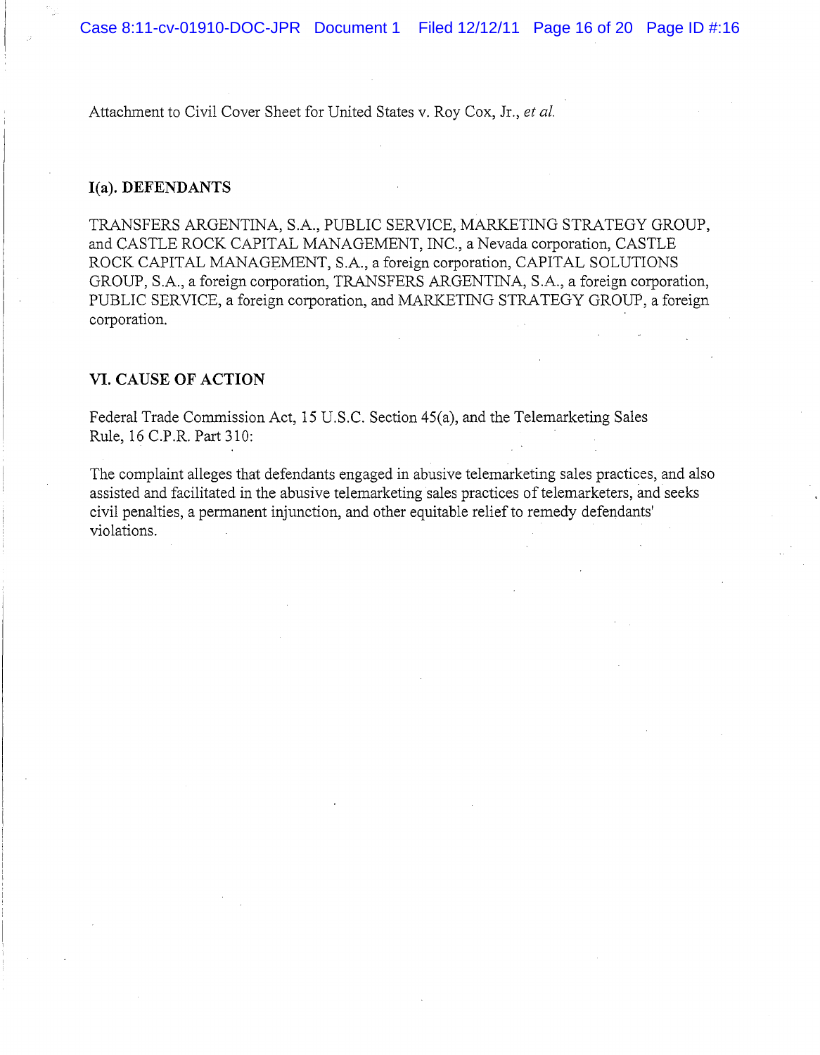Attachment to Civil Cover Sheet for United States v. Roy Cox, Jr., *et al.*

### I(a). DEFENDANTS

TRANSFERS ARGENTINA, S.A., PUBLIC SERVICE, MARKETING STRATEGY GROUP, and CASTLE ROCK CAPITAL MANAGEMENT, INC., a Nevada corporation, CASTLE ROCK CAPITAL MANAGEMENT, S.A., a foreign corporation, CAPITAL SOLUTIONS GROUP, S.A., a foreign corporation, TRANSFERS ARGENTINA, S.A., a foreign corporation, PUBLIC SERVICE, a foreign corporation, and MARKETING STRATEGY GROUP, a foreign corporation.

### VI. CAUSE OF ACTION

Federal Trade Commission Act, 15 U.S.C. Section 45(a), and the Telemarketing Sales Rule, 16 C.P.R. Part 310:

The complaint alleges that defendants engaged in abusive telemarketing sales practices, and also assisted and facilitated in the abusive telemarketing sales practices of telemarketers, and seeks civil penalties, a permanent injunction, and other equitable relief to remedy defendants' violations.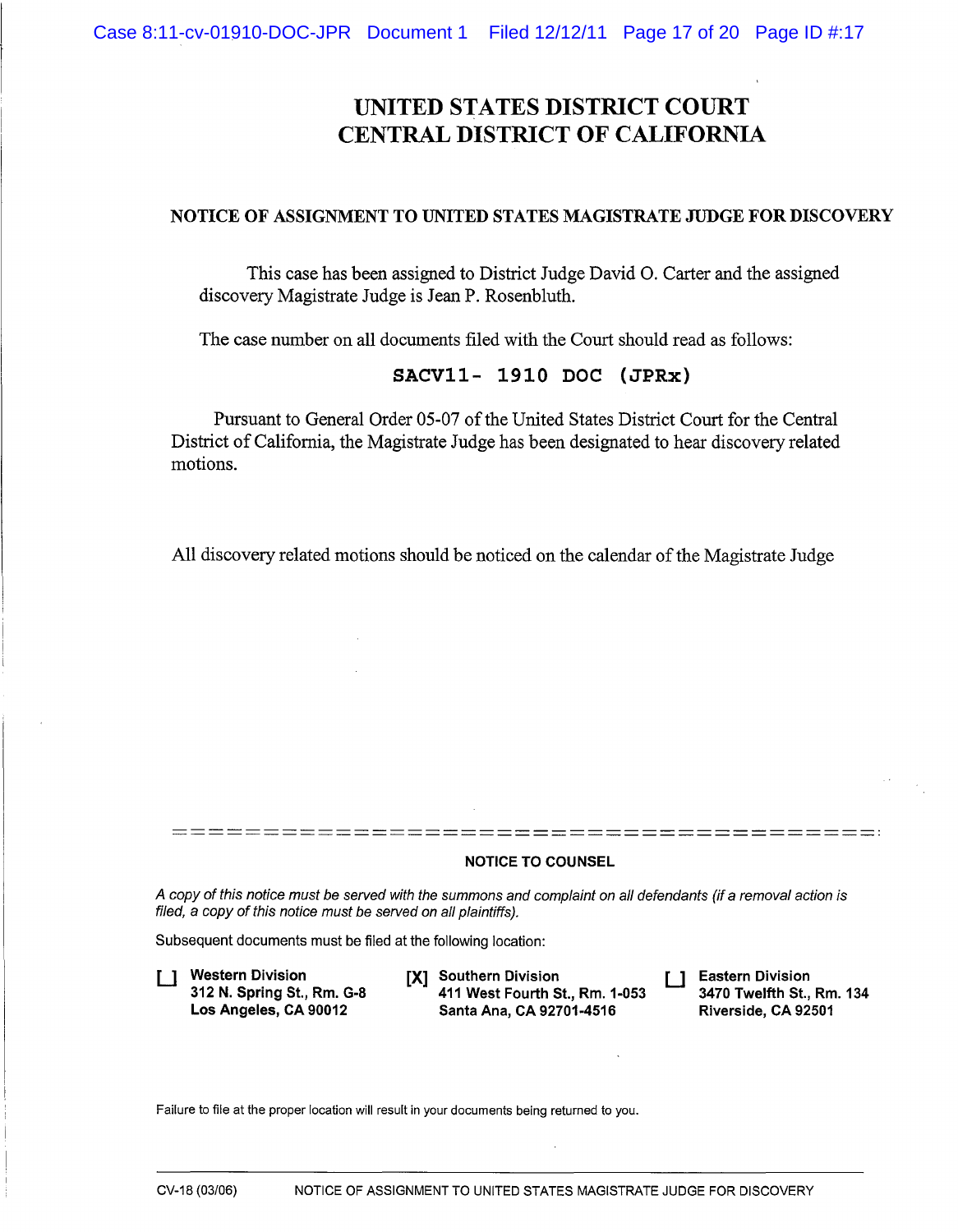# UNITED STATES DISTRICT COURT
# CENTRAL DISTRICT OF CALIFORNIA

## NOTICE OF ASSIGNMENT TO UNITED STATES MAGISTRATE JUDGE FOR DISCOVERY

This case has been assigned to District Judge David O. Carter and the assigned discovery Magistrate Judge is Jean P. Rosenbluth.

The case number on all documents filed with the Court should read as follows:

**SACV11- 1910 DOC (JPRx)**

Pursuant to General Order 05-07 of the United States District Court for the Central District of California, the Magistrate Judge has been designated to hear discovery related motions.

All discovery related motions should be noticed on the calendar of the Magistrate Judge

---

**NOTICE TO COUNSEL**

*A copy of this notice must be served with the summons and complaint on all defendants (if a removal action is filed, a copy of this notice must be served on all plaintiffs).*

Subsequent documents must be filed at the following location:

[ ] **Western Division**
**312 N. Spring St., Rm. G-8**
**Los Angeles, CA 90012**

[X] **Southern Division**
**411 West Fourth St., Rm. 1-053**
**Santa Ana, CA 92701-4516**

[ ] **Eastern Division**
**3470 Twelfth St., Rm. 134**
**Riverside, CA 92501**

Failure to file at the proper location will result in your documents being returned to you.

CV-18 (03/06) NOTICE OF ASSIGNMENT TO UNITED STATES MAGISTRATE JUDGE FOR DISCOVERY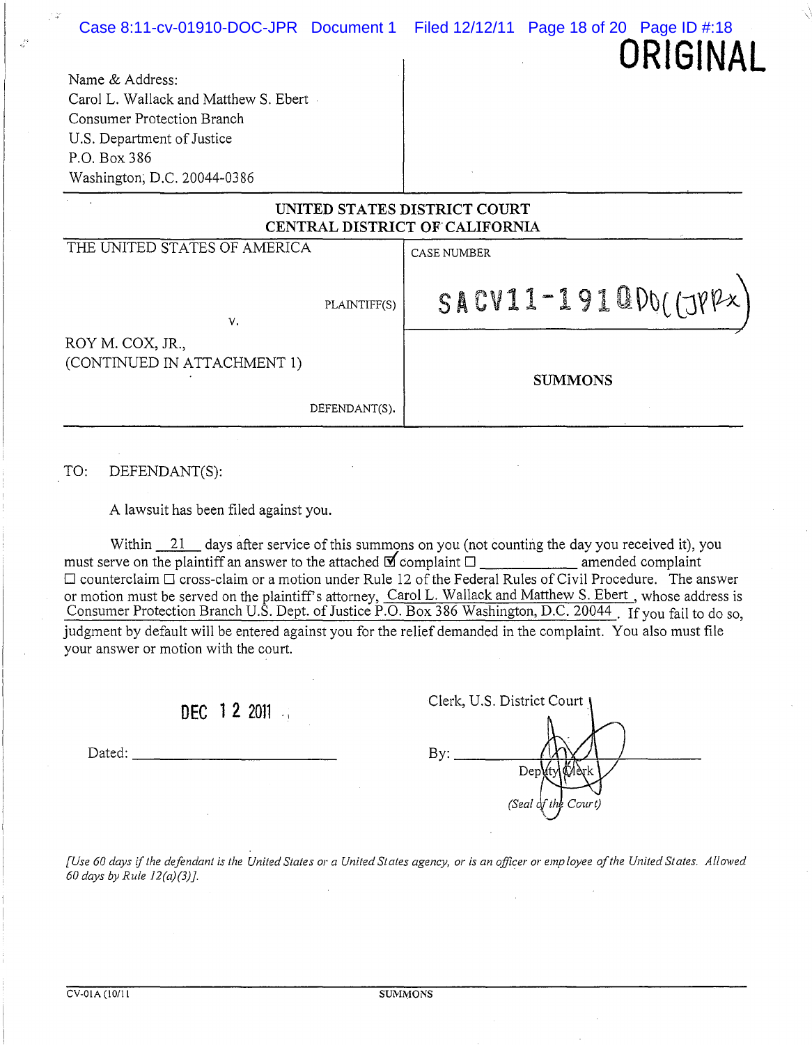ORIGINAL

Name & Address:
Carol L. Wallack and Matthew S. Ebert
Consumer Protection Branch
U.S. Department of Justice
P.O. Box 386
Washington, D.C. 20044-0386

**UNITED STATES DISTRICT COURT**
**CENTRAL DISTRICT OF CALIFORNIA**

| | |
|---|---|
| THE UNITED STATES OF AMERICA<br><br>PLAINTIFF(S)<br><br>v.<br><br>ROY M. COX, JR.,<br>(CONTINUED IN ATTACHMENT 1)<br><br>DEFENDANT(S). | CASE NUMBER<br><br>SACV11-1910 DOC (JPRx)<br><br>**SUMMONS** |

TO: DEFENDANT(S):

A lawsuit has been filed against you.

Within 21 days after service of this summons on you (not counting the day you received it), you must serve on the plaintiff an answer to the attached ☑ complaint ☐ ____________ amended complaint ☐ counterclaim ☐ cross-claim or a motion under Rule 12 of the Federal Rules of Civil Procedure. The answer or motion must be served on the plaintiff's attorney, Carol L. Wallack and Matthew S. Ebert, whose address is Consumer Protection Branch U.S. Dept. of Justice P.O. Box 386 Washington, D.C. 20044. If you fail to do so, judgment by default will be entered against you for the relief demanded in the complaint. You also must file your answer or motion with the court.

Dated: DEC 12 2011

Clerk, U.S. District Court

By: ______________________
Deputy Clerk

*(Seal of the Court)*

*[Use 60 days if the defendant is the United States or a United States agency, or is an officer or employee of the United States. Allowed 60 days by Rule 12(a)(3)].*

CV-01A (10/11) SUMMONS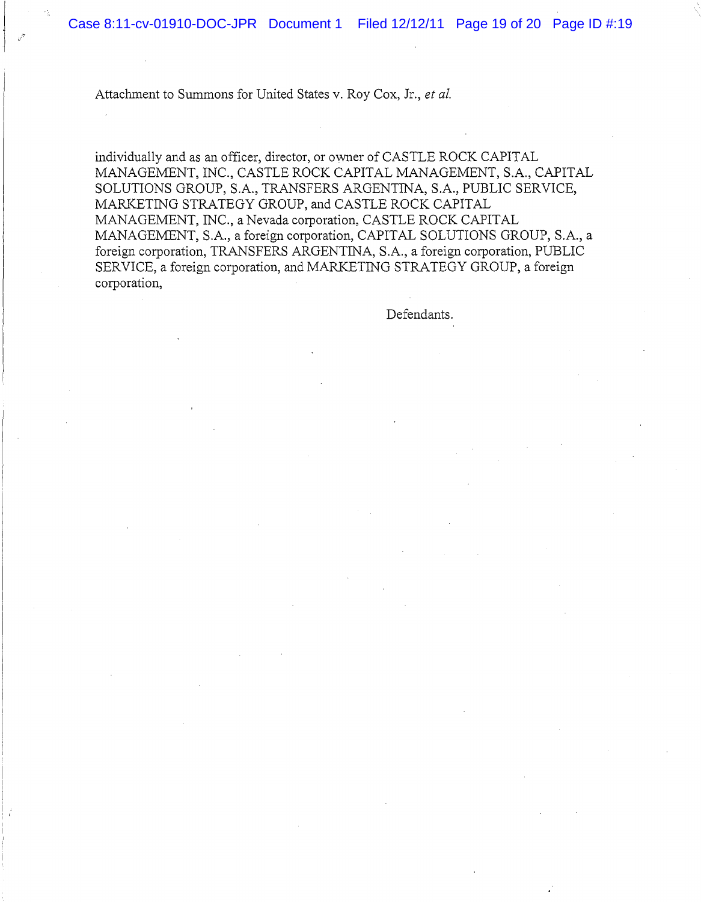Attachment to Summons for United States v. Roy Cox, Jr., *et al.*

individually and as an officer, director, or owner of CASTLE ROCK CAPITAL MANAGEMENT, INC., CASTLE ROCK CAPITAL MANAGEMENT, S.A., CAPITAL SOLUTIONS GROUP, S.A., TRANSFERS ARGENTINA, S.A., PUBLIC SERVICE, MARKETING STRATEGY GROUP, and CASTLE ROCK CAPITAL MANAGEMENT, INC., a Nevada corporation, CASTLE ROCK CAPITAL MANAGEMENT, S.A., a foreign corporation, CAPITAL SOLUTIONS GROUP, S.A., a foreign corporation, TRANSFERS ARGENTINA, S.A., a foreign corporation, PUBLIC SERVICE, a foreign corporation, and MARKETING STRATEGY GROUP, a foreign corporation,

Defendants.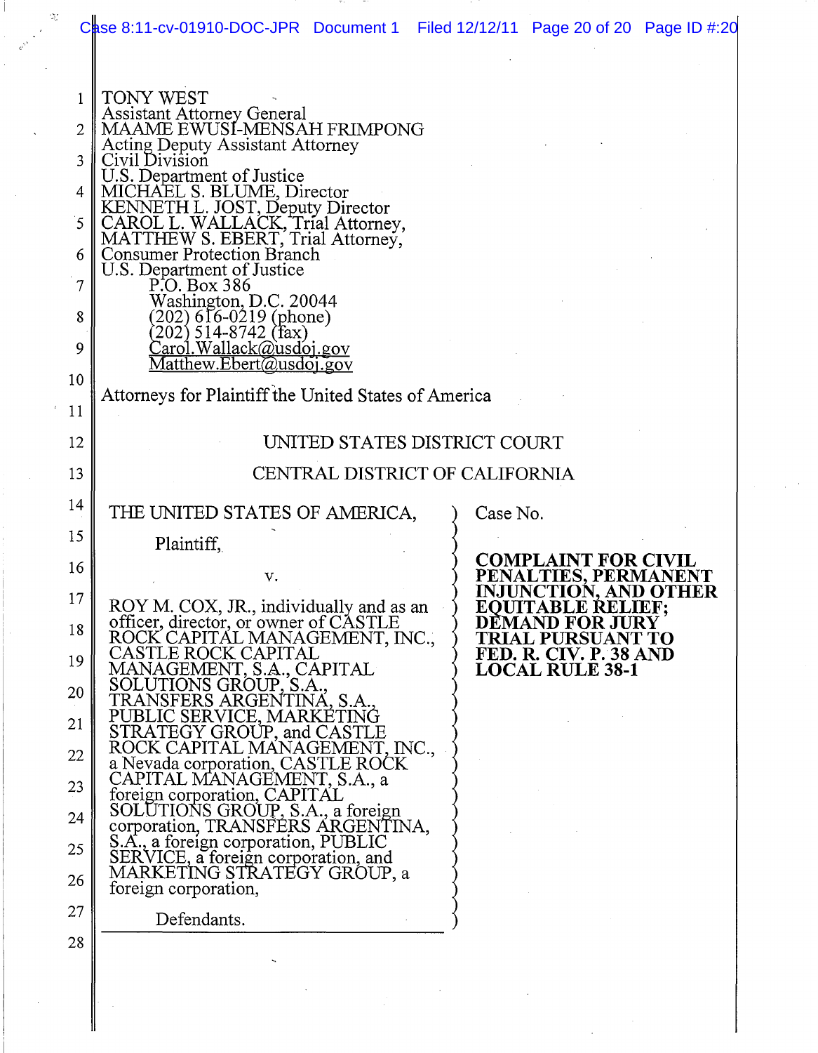TONY WEST
Assistant Attorney General
MAAME EWUSI-MENSAH FRIMPONG
Acting Deputy Assistant Attorney
Civil Division
U.S. Department of Justice
MICHAEL S. BLUME, Director
KENNETH L. JOST, Deputy Director
CAROL L. WALLACK, Trial Attorney,
MATTHEW S. EBERT, Trial Attorney,
Consumer Protection Branch
U.S. Department of Justice
P.O. Box 386
Washington, D.C. 20044
(202) 616-0219 (phone)
(202) 514-8742 (fax)
Carol.Wallack@usdoj.gov
Matthew.Ebert@usdoj.gov

Attorneys for Plaintiff the United States of America

UNITED STATES DISTRICT COURT

CENTRAL DISTRICT OF CALIFORNIA

THE UNITED STATES OF AMERICA,

Plaintiff,

v.

ROY M. COX, JR., individually and as an officer, director, or owner of CASTLE ROCK CAPITAL MANAGEMENT, INC., CASTLE MANAGEMENT, S.A., CAPITAL SOLUTIONS GROUP, S.A., TRANSFERS ARGENTINA, S.A., PUBLIC SERVICE, MARKETING STRATEGY GROUP, and CASTLE ROCK CAPITAL MANAGEMENT, INC., a Nevada corporation, CASTLE ROCK CAPITAL MANAGEMENT, S.A., a foreign corporation, CAPITAL SOLUTIONS GROUP, S.A., a foreign corporation, TRANSFERS ARGENTINA, S.A., a foreign corporation, PUBLIC SERVICE, a foreign corporation, and MARKETING STRATEGY GROUP, a foreign corporation,

Defendants.

Case No.

**COMPLAINT FOR CIVIL PENALTIES, PERMANENT INJUNCTION, AND OTHER EQUITABLE RELIEF; DEMAND FOR JURY TRIAL PURSUANT TO FED. R. CIV. P. 38 AND LOCAL RULE 38-1**